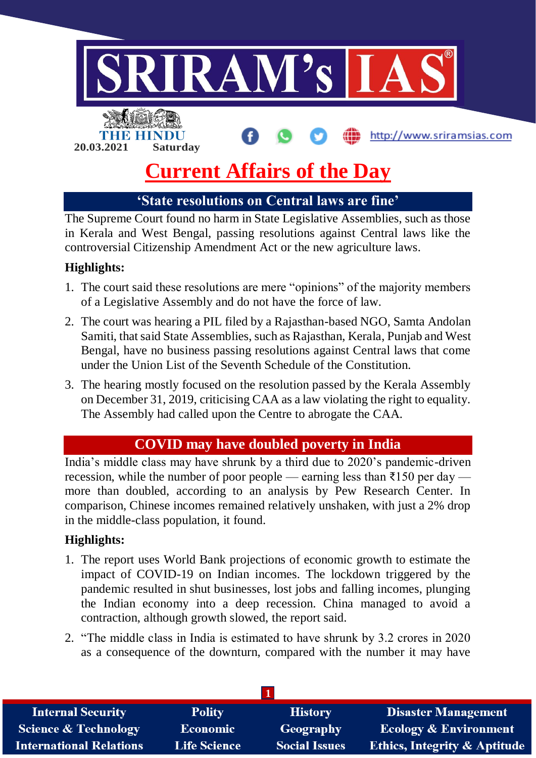20.03.2021 Saturday

# Current Affairs of the Day

## 'State resolutions on Central laws are fine'

The Supreme Court found no harm in State Legislative Assemblies, such as those in Kerala and West Bengal, passing resolutions against Central laws like the controversial Citizenship Amendment Act or the new agriculture laws.

**Highlights:**

1. The court said these resolutions are mere "opinions" of the majority members of a Legislative Assembly and do not have the force of law.
2. The court was hearing a PIL filed by a Rajasthan-based NGO, Samta Andolan Samiti, that said State Assemblies, such as Rajasthan, Kerala, Punjab and West Bengal, have no business passing resolutions against Central laws that come under the Union List of the Seventh Schedule of the Constitution.
3. The hearing mostly focused on the resolution passed by the Kerala Assembly on December 31, 2019, criticising CAA as a law violating the right to equality. The Assembly had called upon the Centre to abrogate the CAA.

## COVID may have doubled poverty in India

India's middle class may have shrunk by a third due to 2020's pandemic-driven recession, while the number of poor people — earning less than ₹150 per day — more than doubled, according to an analysis by Pew Research Center. In comparison, Chinese incomes remained relatively unshaken, with just a 2% drop in the middle-class population, it found.

**Highlights:**

1. The report uses World Bank projections of economic growth to estimate the impact of COVID-19 on Indian incomes. The lockdown triggered by the pandemic resulted in shut businesses, lost jobs and falling incomes, plunging the Indian economy into a deep recession. China managed to avoid a contraction, although growth slowed, the report said.
2. "The middle class in India is estimated to have shrunk by 3.2 crores in 2020 as a consequence of the downturn, compared with the number it may have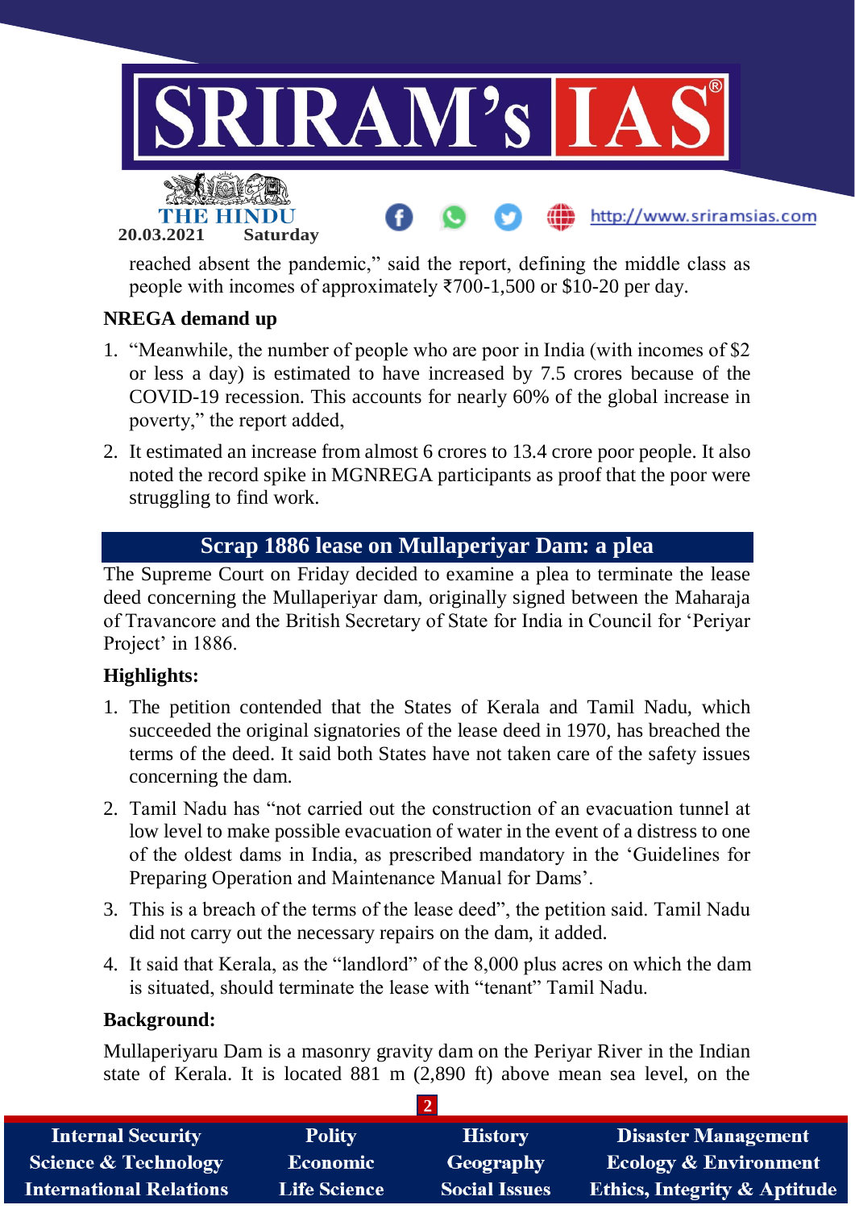reached absent the pandemic," said the report, defining the middle class as people with incomes of approximately ₹700-1,500 or $10-20 per day.

**NREGA demand up**

1. "Meanwhile, the number of people who are poor in India (with incomes of $2 or less a day) is estimated to have increased by 7.5 crores because of the COVID-19 recession. This accounts for nearly 60% of the global increase in poverty," the report added,
2. It estimated an increase from almost 6 crores to 13.4 crore poor people. It also noted the record spike in MGNREGA participants as proof that the poor were struggling to find work.

## Scrap 1886 lease on Mullaperiyar Dam: a plea

The Supreme Court on Friday decided to examine a plea to terminate the lease deed concerning the Mullaperiyar dam, originally signed between the Maharaja of Travancore and the British Secretary of State for India in Council for 'Periyar Project' in 1886.

**Highlights:**

1. The petition contended that the States of Kerala and Tamil Nadu, which succeeded the original signatories of the lease deed in 1970, has breached the terms of the deed. It said both States have not taken care of the safety issues concerning the dam.
2. Tamil Nadu has "not carried out the construction of an evacuation tunnel at low level to make possible evacuation of water in the event of a distress to one of the oldest dams in India, as prescribed mandatory in the 'Guidelines for Preparing Operation and Maintenance Manual for Dams'.
3. This is a breach of the terms of the lease deed", the petition said. Tamil Nadu did not carry out the necessary repairs on the dam, it added.
4. It said that Kerala, as the "landlord" of the 8,000 plus acres on which the dam is situated, should terminate the lease with "tenant" Tamil Nadu.

**Background:**

Mullaperiyaru Dam is a masonry gravity dam on the Periyar River in the Indian state of Kerala. It is located 881 m (2,890 ft) above mean sea level, on the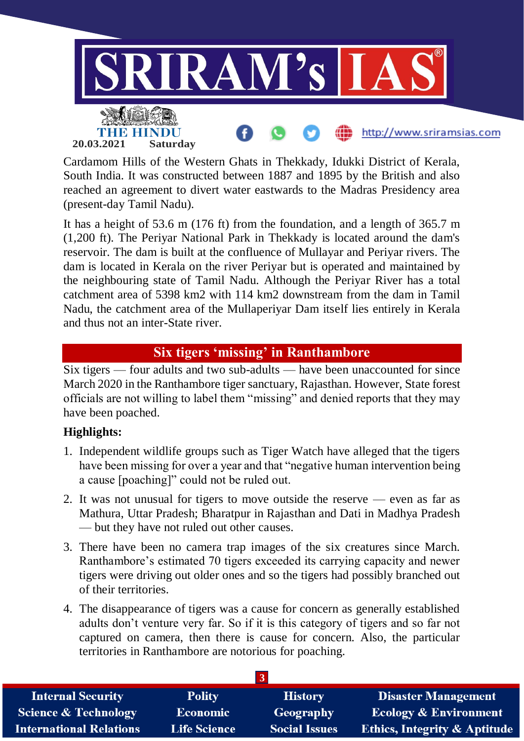Cardamom Hills of the Western Ghats in Thekkady, Idukki District of Kerala, South India. It was constructed between 1887 and 1895 by the British and also reached an agreement to divert water eastwards to the Madras Presidency area (present-day Tamil Nadu).

It has a height of 53.6 m (176 ft) from the foundation, and a length of 365.7 m (1,200 ft). The Periyar National Park in Thekkady is located around the dam's reservoir. The dam is built at the confluence of Mullayar and Periyar rivers. The dam is located in Kerala on the river Periyar but is operated and maintained by the neighbouring state of Tamil Nadu. Although the Periyar River has a total catchment area of 5398 km2 with 114 km2 downstream from the dam in Tamil Nadu, the catchment area of the Mullaperiyar Dam itself lies entirely in Kerala and thus not an inter-State river.

## Six tigers 'missing' in Ranthambore

Six tigers — four adults and two sub-adults — have been unaccounted for since March 2020 in the Ranthambore tiger sanctuary, Rajasthan. However, State forest officials are not willing to label them "missing" and denied reports that they may have been poached.

**Highlights:**

1. Independent wildlife groups such as Tiger Watch have alleged that the tigers have been missing for over a year and that "negative human intervention being a cause [poaching]" could not be ruled out.
2. It was not unusual for tigers to move outside the reserve — even as far as Mathura, Uttar Pradesh; Bharatpur in Rajasthan and Dati in Madhya Pradesh — but they have not ruled out other causes.
3. There have been no camera trap images of the six creatures since March. Ranthambore's estimated 70 tigers exceeded its carrying capacity and newer tigers were driving out older ones and so the tigers had possibly branched out of their territories.
4. The disappearance of tigers was a cause for concern as generally established adults don't venture very far. So if it is this category of tigers and so far not captured on camera, then there is cause for concern. Also, the particular territories in Ranthambore are notorious for poaching.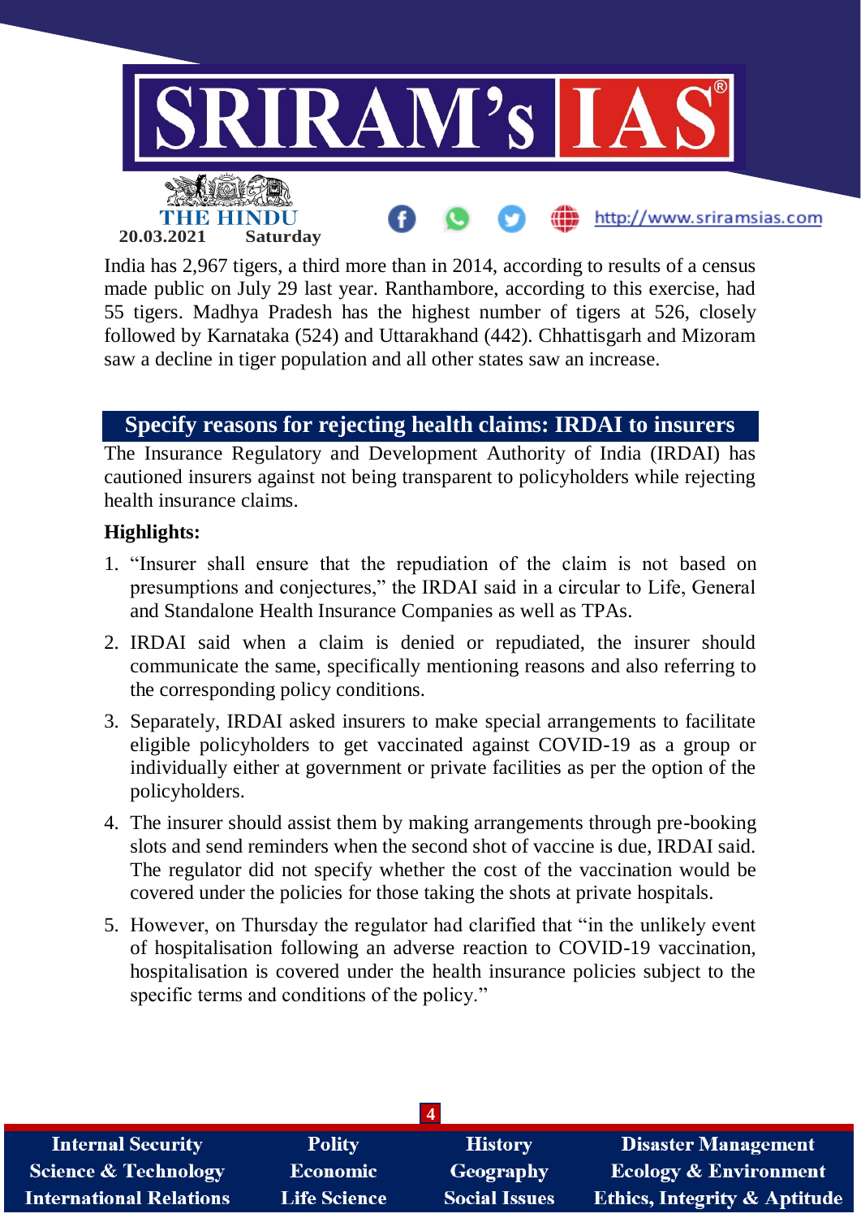India has 2,967 tigers, a third more than in 2014, according to results of a census made public on July 29 last year. Ranthambore, according to this exercise, had 55 tigers. Madhya Pradesh has the highest number of tigers at 526, closely followed by Karnataka (524) and Uttarakhand (442). Chhattisgarh and Mizoram saw a decline in tiger population and all other states saw an increase.

## Specify reasons for rejecting health claims: IRDAI to insurers

The Insurance Regulatory and Development Authority of India (IRDAI) has cautioned insurers against not being transparent to policyholders while rejecting health insurance claims.

**Highlights:**

1. "Insurer shall ensure that the repudiation of the claim is not based on presumptions and conjectures," the IRDAI said in a circular to Life, General and Standalone Health Insurance Companies as well as TPAs.
2. IRDAI said when a claim is denied or repudiated, the insurer should communicate the same, specifically mentioning reasons and also referring to the corresponding policy conditions.
3. Separately, IRDAI asked insurers to make special arrangements to facilitate eligible policyholders to get vaccinated against COVID-19 as a group or individually either at government or private facilities as per the option of the policyholders.
4. The insurer should assist them by making arrangements through pre-booking slots and send reminders when the second shot of vaccine is due, IRDAI said. The regulator did not specify whether the cost of the vaccination would be covered under the policies for those taking the shots at private hospitals.
5. However, on Thursday the regulator had clarified that "in the unlikely event of hospitalisation following an adverse reaction to COVID-19 vaccination, hospitalisation is covered under the health insurance policies subject to the specific terms and conditions of the policy."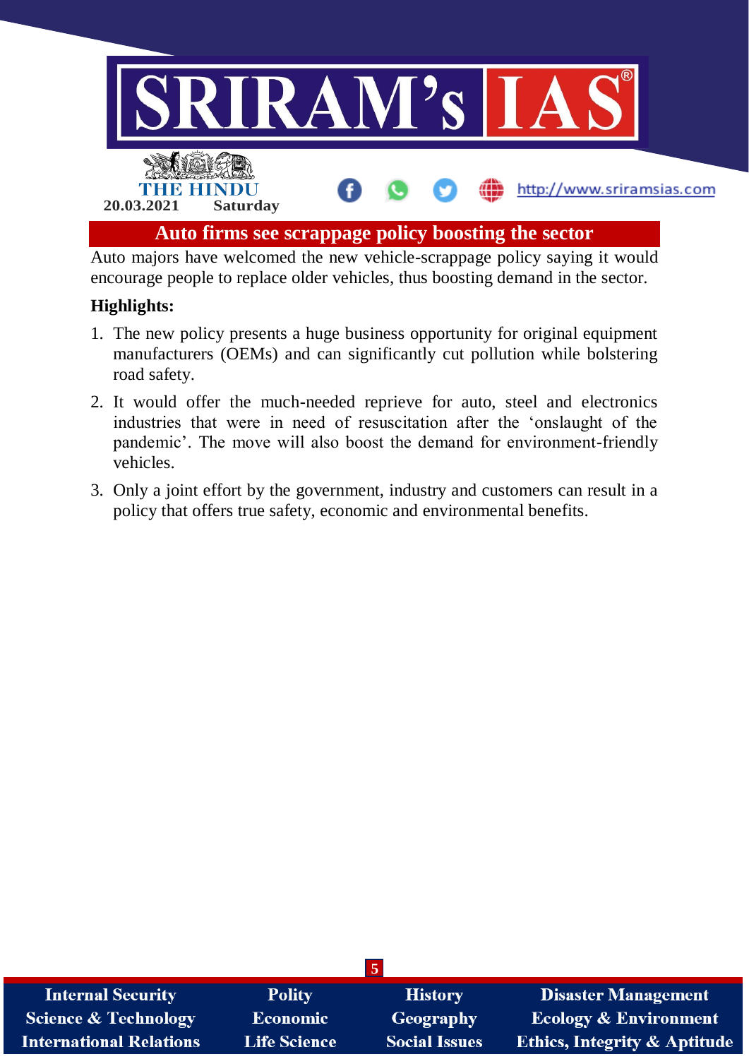# Auto firms see scrappage policy boosting the sector

Auto majors have welcomed the new vehicle-scrappage policy saying it would encourage people to replace older vehicles, thus boosting demand in the sector.

**Highlights:**

1. The new policy presents a huge business opportunity for original equipment manufacturers (OEMs) and can significantly cut pollution while bolstering road safety.
2. It would offer the much-needed reprieve for auto, steel and electronics industries that were in need of resuscitation after the 'onslaught of the pandemic'. The move will also boost the demand for environment-friendly vehicles.
3. Only a joint effort by the government, industry and customers can result in a policy that offers true safety, economic and environmental benefits.